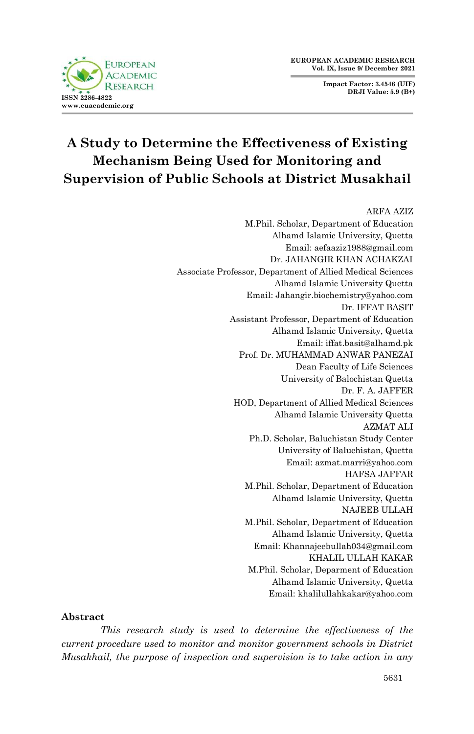# A Study to Determine the Effectiveness of Existing Mechanism Being Used for Monitoring and Supervision of Public Schools at District Musakhail

ARFA AZIZ
M.Phil. Scholar, Department of Education
Alhamd Islamic University, Quetta
Email: aefaaziz1988@gmail.com

Dr. JAHANGIR KHAN ACHAKZAI
Associate Professor, Department of Allied Medical Sciences
Alhamd Islamic University Quetta
Email: Jahangir.biochemistry@yahoo.com

Dr. IFFAT BASIT
Assistant Professor, Department of Education
Alhamd Islamic University, Quetta
Email: iffat.basit@alhamd.pk

Prof. Dr. MUHAMMAD ANWAR PANEZAI
Dean Faculty of Life Sciences
University of Balochistan Quetta

Dr. F. A. JAFFER
HOD, Department of Allied Medical Sciences
Alhamd Islamic University Quetta

AZMAT ALI
Ph.D. Scholar, Baluchistan Study Center
University of Baluchistan, Quetta
Email: azmat.marri@yahoo.com

HAFSA JAFFAR
M.Phil. Scholar, Department of Education
Alhamd Islamic University, Quetta

NAJEEB ULLAH
M.Phil. Scholar, Department of Education
Alhamd Islamic University, Quetta
Email: Khannajeebullah034@gmail.com

KHALIL ULLAH KAKAR
M.Phil. Scholar, Deparment of Education
Alhamd Islamic University, Quetta
Email: khalilullahkakar@yahoo.com

## Abstract

*This research study is used to determine the effectiveness of the current procedure used to monitor and monitor government schools in District Musakhail, the purpose of inspection and supervision is to take action in any*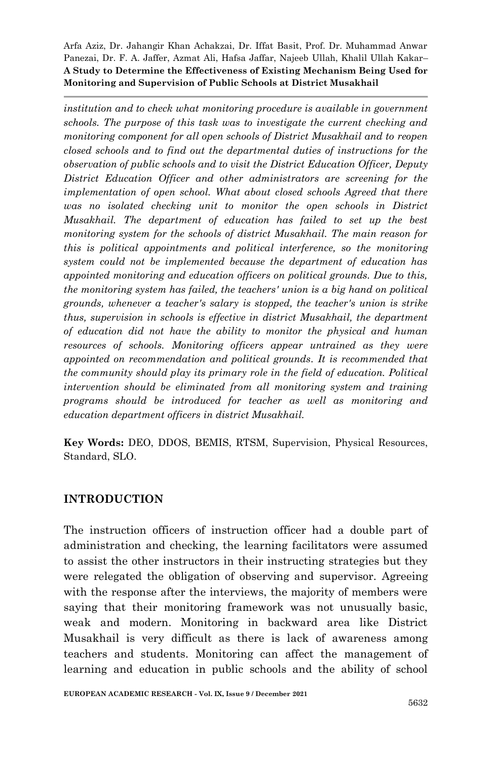*institution and to check what monitoring procedure is available in government schools. The purpose of this task was to investigate the current checking and monitoring component for all open schools of District Musakhail and to reopen closed schools and to find out the departmental duties of instructions for the observation of public schools and to visit the District Education Officer, Deputy District Education Officer and other administrators are screening for the implementation of open school. What about closed schools Agreed that there was no isolated checking unit to monitor the open schools in District Musakhail. The department of education has failed to set up the best monitoring system for the schools of district Musakhail. The main reason for this is political appointments and political interference, so the monitoring system could not be implemented because the department of education has appointed monitoring and education officers on political grounds. Due to this, the monitoring system has failed, the teachers' union is a big hand on political grounds, whenever a teacher's salary is stopped, the teacher's union is strike thus, supervision in schools is effective in district Musakhail, the department of education did not have the ability to monitor the physical and human resources of schools. Monitoring officers appear untrained as they were appointed on recommendation and political grounds. It is recommended that the community should play its primary role in the field of education. Political intervention should be eliminated from all monitoring system and training programs should be introduced for teacher as well as monitoring and education department officers in district Musakhail.*

**Key Words:** DEO, DDOS, BEMIS, RTSM, Supervision, Physical Resources, Standard, SLO.

## INTRODUCTION

The instruction officers of instruction officer had a double part of administration and checking, the learning facilitators were assumed to assist the other instructors in their instructing strategies but they were relegated the obligation of observing and supervisor. Agreeing with the response after the interviews, the majority of members were saying that their monitoring framework was not unusually basic, weak and modern. Monitoring in backward area like District Musakhail is very difficult as there is lack of awareness among teachers and students. Monitoring can affect the management of learning and education in public schools and the ability of school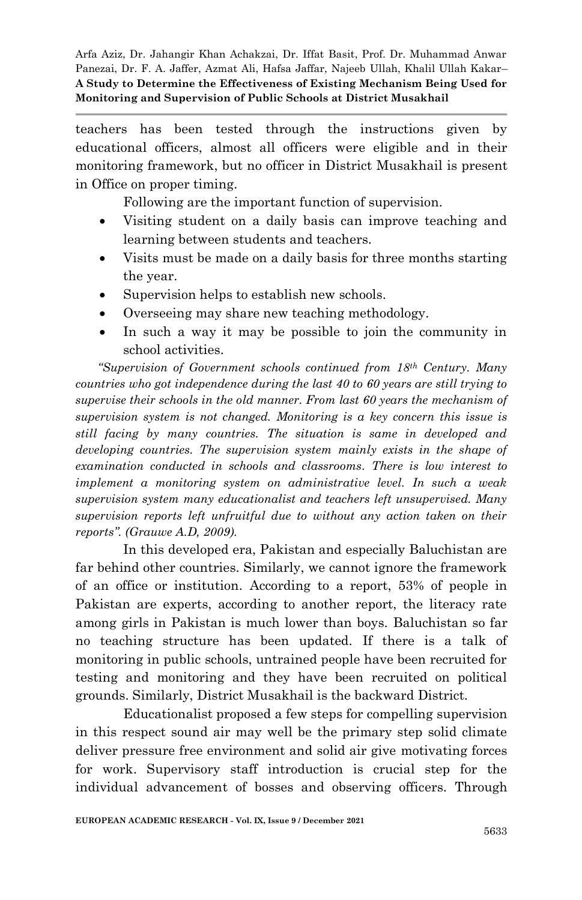teachers has been tested through the instructions given by educational officers, almost all officers were eligible and in their monitoring framework, but no officer in District Musakhail is present in Office on proper timing.

Following are the important function of supervision.

- Visiting student on a daily basis can improve teaching and learning between students and teachers.
- Visits must be made on a daily basis for three months starting the year.
- Supervision helps to establish new schools.
- Overseeing may share new teaching methodology.
- In such a way it may be possible to join the community in school activities.

*"Supervision of Government schools continued from 18th Century. Many countries who got independence during the last 40 to 60 years are still trying to supervise their schools in the old manner. From last 60 years the mechanism of supervision system is not changed. Monitoring is a key concern this issue is still facing by many countries. The situation is same in developed and developing countries. The supervision system mainly exists in the shape of examination conducted in schools and classrooms. There is low interest to implement a monitoring system on administrative level. In such a weak supervision system many educationalist and teachers left unsupervised. Many supervision reports left unfruitful due to without any action taken on their reports". (Grauwe A.D, 2009).*

In this developed era, Pakistan and especially Baluchistan are far behind other countries. Similarly, we cannot ignore the framework of an office or institution. According to a report, 53% of people in Pakistan are experts, according to another report, the literacy rate among girls in Pakistan is much lower than boys. Baluchistan so far no teaching structure has been updated. If there is a talk of monitoring in public schools, untrained people have been recruited for testing and monitoring and they have been recruited on political grounds. Similarly, District Musakhail is the backward District.

Educationalist proposed a few steps for compelling supervision in this respect sound air may well be the primary step solid climate deliver pressure free environment and solid air give motivating forces for work. Supervisory staff introduction is crucial step for the individual advancement of bosses and observing officers. Through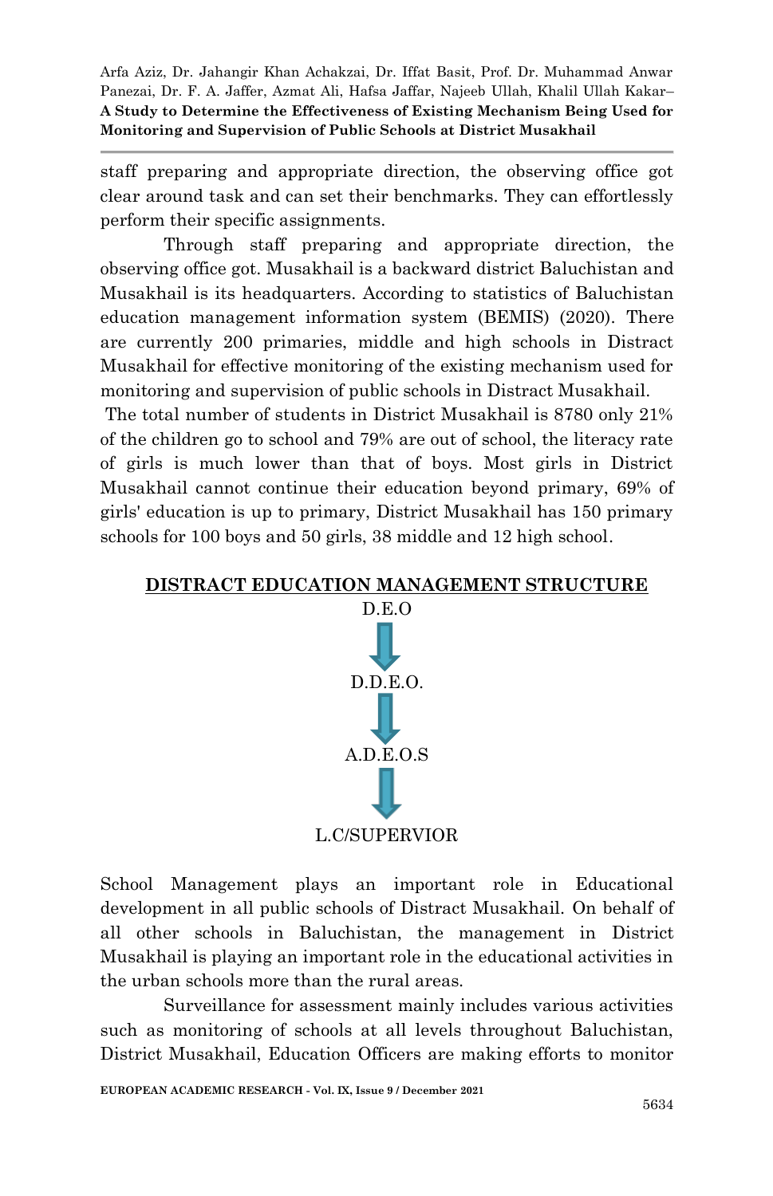staff preparing and appropriate direction, the observing office got clear around task and can set their benchmarks. They can effortlessly perform their specific assignments.

Through staff preparing and appropriate direction, the observing office got. Musakhail is a backward district Baluchistan and Musakhail is its headquarters. According to statistics of Baluchistan education management information system (BEMIS) (2020). There are currently 200 primaries, middle and high schools in Distract Musakhail for effective monitoring of the existing mechanism used for monitoring and supervision of public schools in Distract Musakhail.

The total number of students in District Musakhail is 8780 only 21% of the children go to school and 79% are out of school, the literacy rate of girls is much lower than that of boys. Most girls in District Musakhail cannot continue their education beyond primary, 69% of girls' education is up to primary, District Musakhail has 150 primary schools for 100 boys and 50 girls, 38 middle and 12 high school.

**DISTRACT EDUCATION MANAGEMENT STRUCTURE**

D.E.O

↓

D.D.E.O.

↓

A.D.E.O.S

↓

L.C/SUPERVIOR

School Management plays an important role in Educational development in all public schools of Distract Musakhail. On behalf of all other schools in Baluchistan, the management in District Musakhail is playing an important role in the educational activities in the urban schools more than the rural areas.

Surveillance for assessment mainly includes various activities such as monitoring of schools at all levels throughout Baluchistan, District Musakhail, Education Officers are making efforts to monitor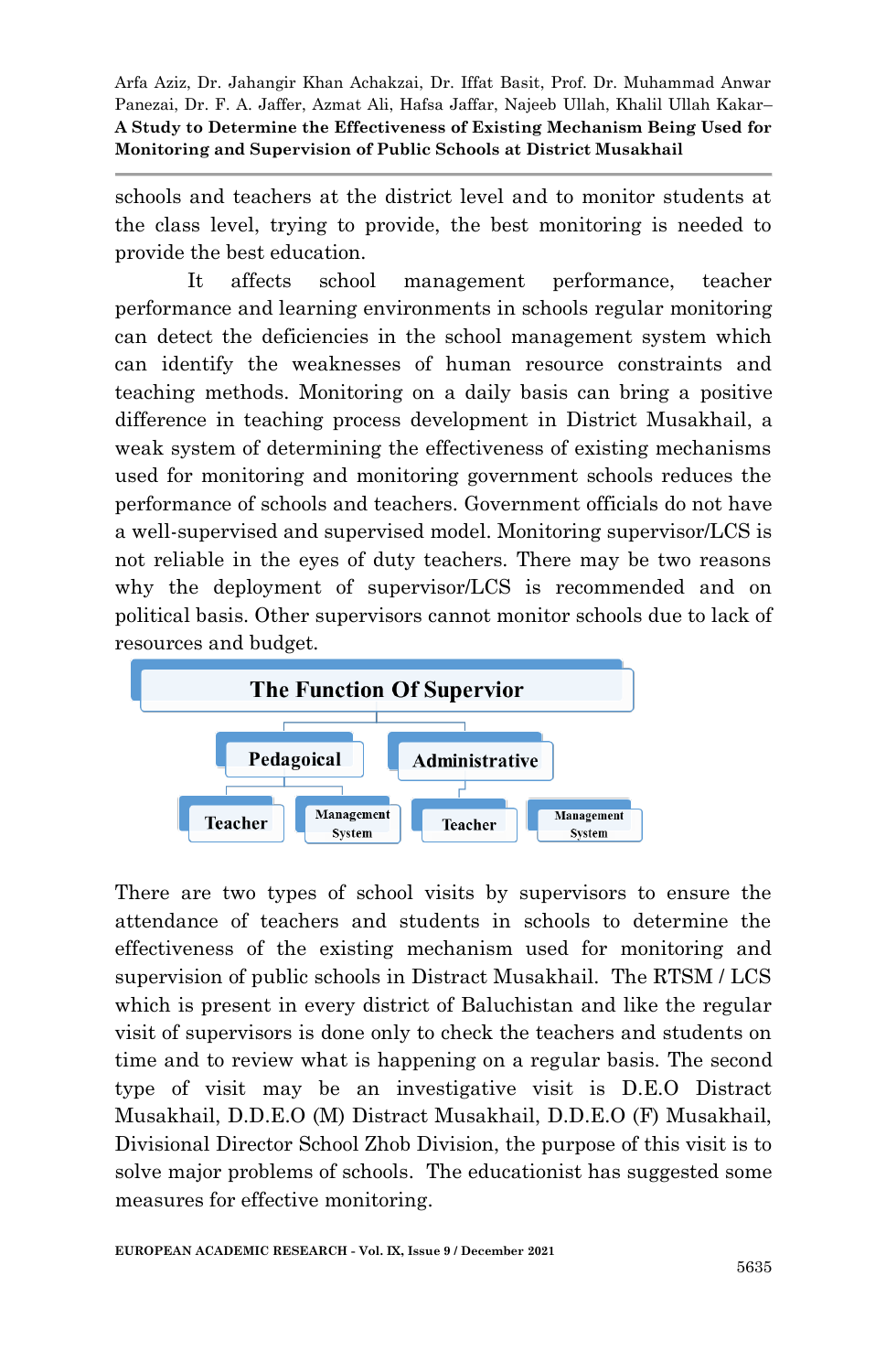schools and teachers at the district level and to monitor students at the class level, trying to provide, the best monitoring is needed to provide the best education.

It affects school management performance, teacher performance and learning environments in schools regular monitoring can detect the deficiencies in the school management system which can identify the weaknesses of human resource constraints and teaching methods. Monitoring on a daily basis can bring a positive difference in teaching process development in District Musakhail, a weak system of determining the effectiveness of existing mechanisms used for monitoring and monitoring government schools reduces the performance of schools and teachers. Government officials do not have a well-supervised and supervised model. Monitoring supervisor/LCS is not reliable in the eyes of duty teachers. There may be two reasons why the deployment of supervisor/LCS is recommended and on political basis. Other supervisors cannot monitor schools due to lack of resources and budget.

**The Function Of Supervior**

- **Pedagoical**
  - Teacher
  - Management System
- **Administrative**
  - Teacher
  - Management System

There are two types of school visits by supervisors to ensure the attendance of teachers and students in schools to determine the effectiveness of the existing mechanism used for monitoring and supervision of public schools in Distract Musakhail. The RTSM / LCS which is present in every district of Baluchistan and like the regular visit of supervisors is done only to check the teachers and students on time and to review what is happening on a regular basis. The second type of visit may be an investigative visit is D.E.O Distract Musakhail, D.D.E.O (M) Distract Musakhail, D.D.E.O (F) Musakhail, Divisional Director School Zhob Division, the purpose of this visit is to solve major problems of schools. The educationist has suggested some measures for effective monitoring.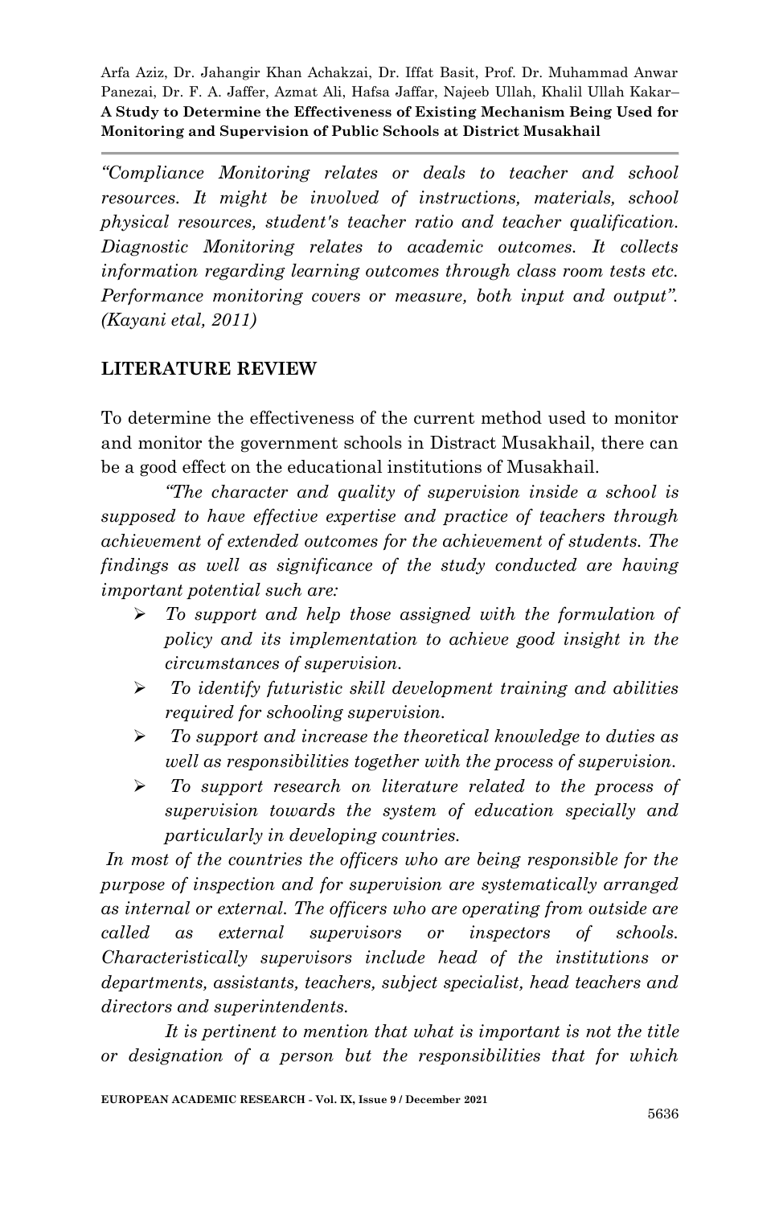*"Compliance Monitoring relates or deals to teacher and school resources. It might be involved of instructions, materials, school physical resources, student's teacher ratio and teacher qualification. Diagnostic Monitoring relates to academic outcomes. It collects information regarding learning outcomes through class room tests etc. Performance monitoring covers or measure, both input and output". (Kayani etal, 2011)*

## LITERATURE REVIEW

To determine the effectiveness of the current method used to monitor and monitor the government schools in Distract Musakhail, there can be a good effect on the educational institutions of Musakhail.

*"The character and quality of supervision inside a school is supposed to have effective expertise and practice of teachers through achievement of extended outcomes for the achievement of students. The findings as well as significance of the study conducted are having important potential such are:*

- *To support and help those assigned with the formulation of policy and its implementation to achieve good insight in the circumstances of supervision.*
- *To identify futuristic skill development training and abilities required for schooling supervision.*
- *To support and increase the theoretical knowledge to duties as well as responsibilities together with the process of supervision.*
- *To support research on literature related to the process of supervision towards the system of education specially and particularly in developing countries.*

*In most of the countries the officers who are being responsible for the purpose of inspection and for supervision are systematically arranged as internal or external. The officers who are operating from outside are called as external supervisors or inspectors of schools. Characteristically supervisors include head of the institutions or departments, assistants, teachers, subject specialist, head teachers and directors and superintendents.*

*It is pertinent to mention that what is important is not the title or designation of a person but the responsibilities that for which*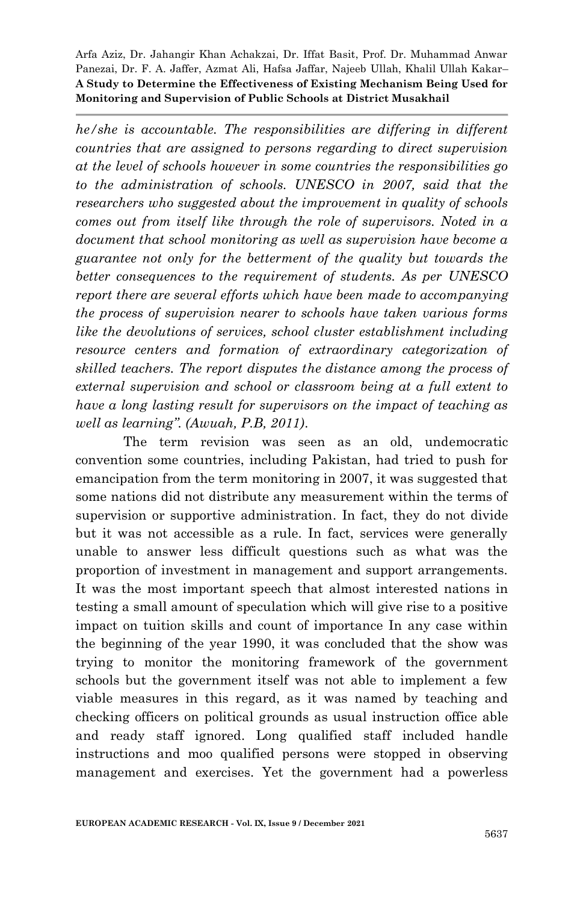*he/she is accountable. The responsibilities are differing in different countries that are assigned to persons regarding to direct supervision at the level of schools however in some countries the responsibilities go to the administration of schools. UNESCO in 2007, said that the researchers who suggested about the improvement in quality of schools comes out from itself like through the role of supervisors. Noted in a document that school monitoring as well as supervision have become a guarantee not only for the betterment of the quality but towards the better consequences to the requirement of students. As per UNESCO report there are several efforts which have been made to accompanying the process of supervision nearer to schools have taken various forms like the devolutions of services, school cluster establishment including resource centers and formation of extraordinary categorization of skilled teachers. The report disputes the distance among the process of external supervision and school or classroom being at a full extent to have a long lasting result for supervisors on the impact of teaching as well as learning". (Awuah, P.B, 2011).*

The term revision was seen as an old, undemocratic convention some countries, including Pakistan, had tried to push for emancipation from the term monitoring in 2007, it was suggested that some nations did not distribute any measurement within the terms of supervision or supportive administration. In fact, they do not divide but it was not accessible as a rule. In fact, services were generally unable to answer less difficult questions such as what was the proportion of investment in management and support arrangements. It was the most important speech that almost interested nations in testing a small amount of speculation which will give rise to a positive impact on tuition skills and count of importance In any case within the beginning of the year 1990, it was concluded that the show was trying to monitor the monitoring framework of the government schools but the government itself was not able to implement a few viable measures in this regard, as it was named by teaching and checking officers on political grounds as usual instruction office able and ready staff ignored. Long qualified staff included handle instructions and moo qualified persons were stopped in observing management and exercises. Yet the government had a powerless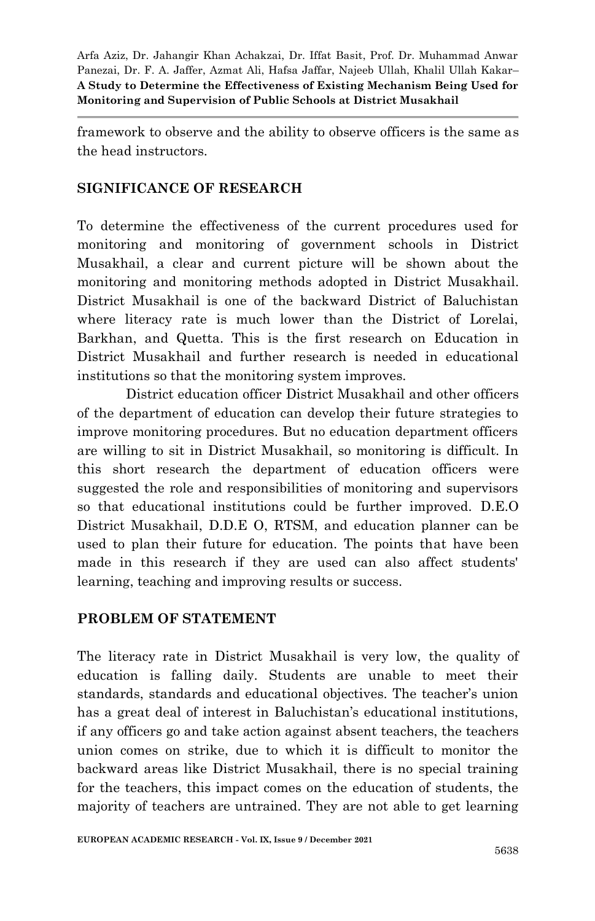framework to observe and the ability to observe officers is the same as the head instructors.

## SIGNIFICANCE OF RESEARCH

To determine the effectiveness of the current procedures used for monitoring and monitoring of government schools in District Musakhail, a clear and current picture will be shown about the monitoring and monitoring methods adopted in District Musakhail. District Musakhail is one of the backward District of Baluchistan where literacy rate is much lower than the District of Lorelai, Barkhan, and Quetta. This is the first research on Education in District Musakhail and further research is needed in educational institutions so that the monitoring system improves.

District education officer District Musakhail and other officers of the department of education can develop their future strategies to improve monitoring procedures. But no education department officers are willing to sit in District Musakhail, so monitoring is difficult. In this short research the department of education officers were suggested the role and responsibilities of monitoring and supervisors so that educational institutions could be further improved. D.E.O District Musakhail, D.D.E O, RTSM, and education planner can be used to plan their future for education. The points that have been made in this research if they are used can also affect students' learning, teaching and improving results or success.

## PROBLEM OF STATEMENT

The literacy rate in District Musakhail is very low, the quality of education is falling daily. Students are unable to meet their standards, standards and educational objectives. The teacher's union has a great deal of interest in Baluchistan's educational institutions, if any officers go and take action against absent teachers, the teachers union comes on strike, due to which it is difficult to monitor the backward areas like District Musakhail, there is no special training for the teachers, this impact comes on the education of students, the majority of teachers are untrained. They are not able to get learning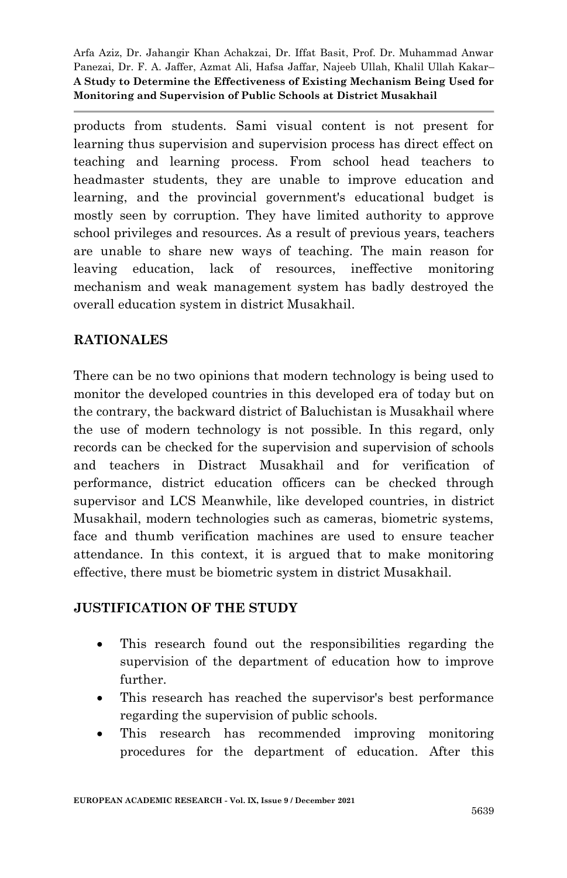products from students. Sami visual content is not present for learning thus supervision and supervision process has direct effect on teaching and learning process. From school head teachers to headmaster students, they are unable to improve education and learning, and the provincial government's educational budget is mostly seen by corruption. They have limited authority to approve school privileges and resources. As a result of previous years, teachers are unable to share new ways of teaching. The main reason for leaving education, lack of resources, ineffective monitoring mechanism and weak management system has badly destroyed the overall education system in district Musakhail.

## RATIONALES

There can be no two opinions that modern technology is being used to monitor the developed countries in this developed era of today but on the contrary, the backward district of Baluchistan is Musakhail where the use of modern technology is not possible. In this regard, only records can be checked for the supervision and supervision of schools and teachers in Distract Musakhail and for verification of performance, district education officers can be checked through supervisor and LCS Meanwhile, like developed countries, in district Musakhail, modern technologies such as cameras, biometric systems, face and thumb verification machines are used to ensure teacher attendance. In this context, it is argued that to make monitoring effective, there must be biometric system in district Musakhail.

## JUSTIFICATION OF THE STUDY

- This research found out the responsibilities regarding the supervision of the department of education how to improve further.
- This research has reached the supervisor's best performance regarding the supervision of public schools.
- This research has recommended improving monitoring procedures for the department of education. After this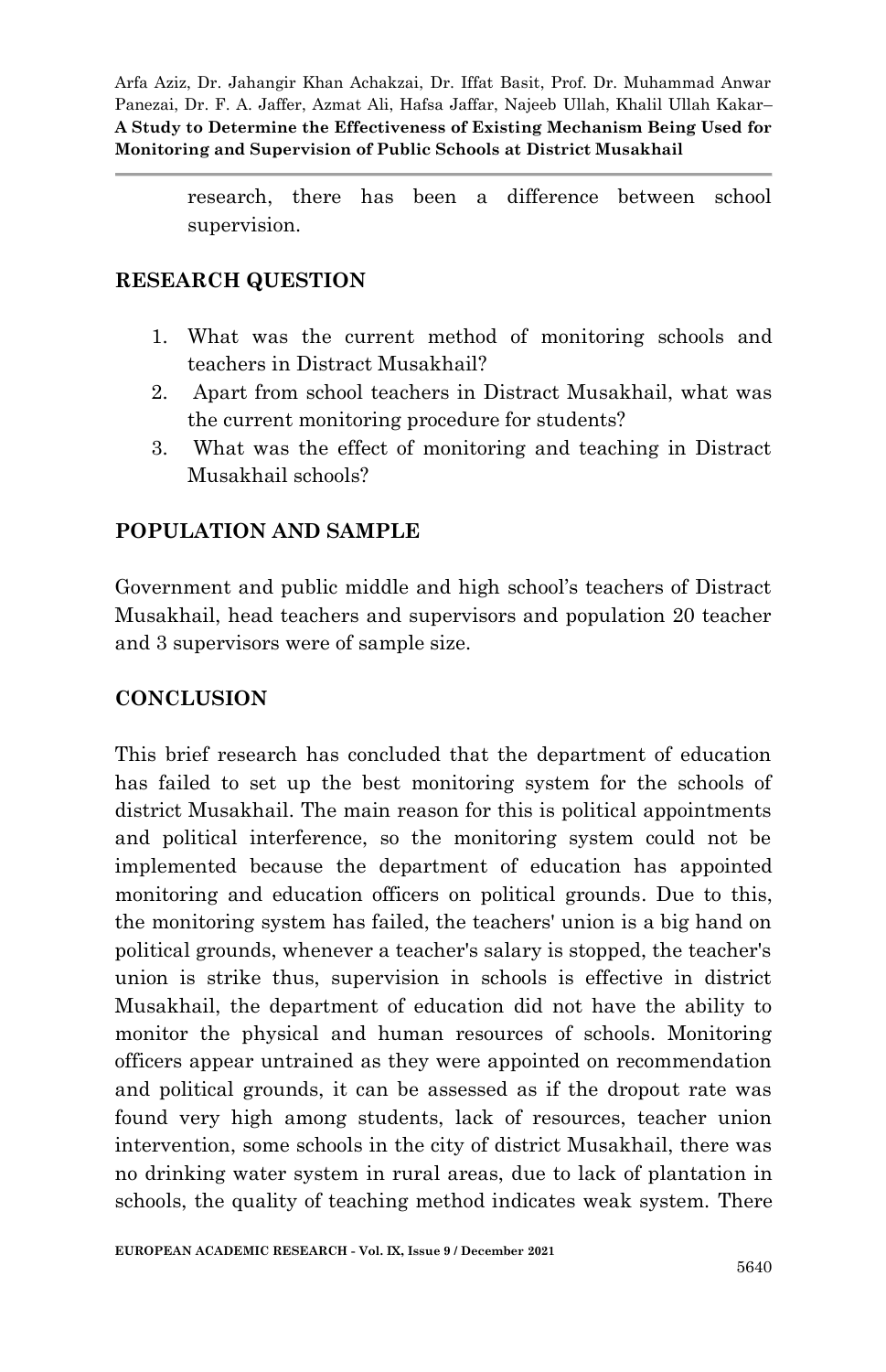research, there has been a difference between school supervision.

## RESEARCH QUESTION

1. What was the current method of monitoring schools and teachers in Distract Musakhail?
2. Apart from school teachers in Distract Musakhail, what was the current monitoring procedure for students?
3. What was the effect of monitoring and teaching in Distract Musakhail schools?

## POPULATION AND SAMPLE

Government and public middle and high school's teachers of Distract Musakhail, head teachers and supervisors and population 20 teacher and 3 supervisors were of sample size.

## CONCLUSION

This brief research has concluded that the department of education has failed to set up the best monitoring system for the schools of district Musakhail. The main reason for this is political appointments and political interference, so the monitoring system could not be implemented because the department of education has appointed monitoring and education officers on political grounds. Due to this, the monitoring system has failed, the teachers' union is a big hand on political grounds, whenever a teacher's salary is stopped, the teacher's union is strike thus, supervision in schools is effective in district Musakhail, the department of education did not have the ability to monitor the physical and human resources of schools. Monitoring officers appear untrained as they were appointed on recommendation and political grounds, it can be assessed as if the dropout rate was found very high among students, lack of resources, teacher union intervention, some schools in the city of district Musakhail, there was no drinking water system in rural areas, due to lack of plantation in schools, the quality of teaching method indicates weak system. There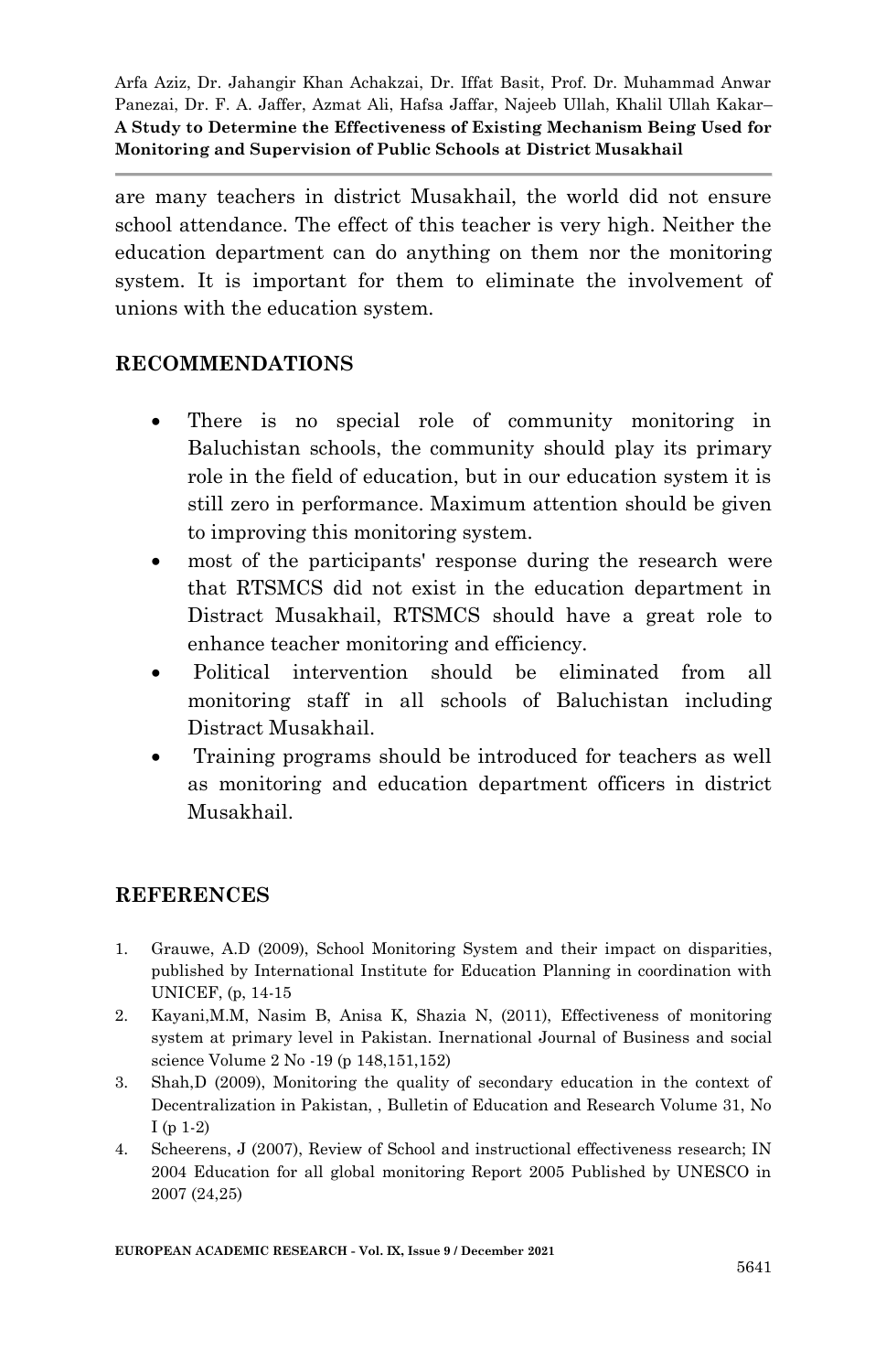are many teachers in district Musakhail, the world did not ensure school attendance. The effect of this teacher is very high. Neither the education department can do anything on them nor the monitoring system. It is important for them to eliminate the involvement of unions with the education system.

## RECOMMENDATIONS

- There is no special role of community monitoring in Baluchistan schools, the community should play its primary role in the field of education, but in our education system it is still zero in performance. Maximum attention should be given to improving this monitoring system.
- most of the participants' response during the research were that RTSMCS did not exist in the education department in Distract Musakhail, RTSMCS should have a great role to enhance teacher monitoring and efficiency.
- Political intervention should be eliminated from all monitoring staff in all schools of Baluchistan including Distract Musakhail.
- Training programs should be introduced for teachers as well as monitoring and education department officers in district Musakhail.

## REFERENCES

1. Grauwe, A.D (2009), School Monitoring System and their impact on disparities, published by International Institute for Education Planning in coordination with UNICEF, (p, 14-15
2. Kayani,M.M, Nasim B, Anisa K, Shazia N, (2011), Effectiveness of monitoring system at primary level in Pakistan. Inernational Journal of Business and social science Volume 2 No -19 (p 148,151,152)
3. Shah,D (2009), Monitoring the quality of secondary education in the context of Decentralization in Pakistan, , Bulletin of Education and Research Volume 31, No I (p 1-2)
4. Scheerens, J (2007), Review of School and instructional effectiveness research; IN 2004 Education for all global monitoring Report 2005 Published by UNESCO in 2007 (24,25)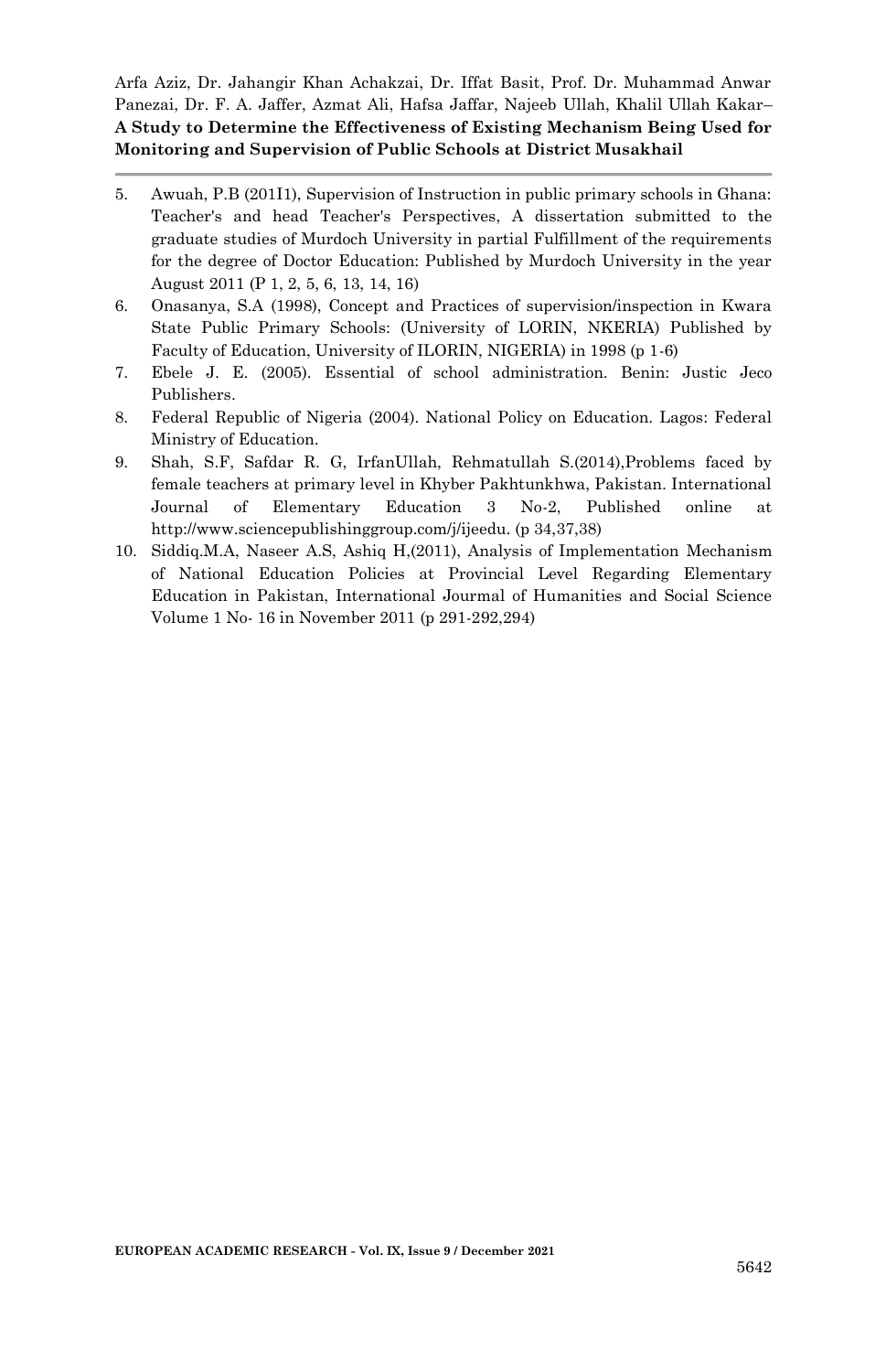5. Awuah, P.B (201I1), Supervision of Instruction in public primary schools in Ghana: Teacher's and head Teacher's Perspectives, A dissertation submitted to the graduate studies of Murdoch University in partial Fulfillment of the requirements for the degree of Doctor Education: Published by Murdoch University in the year August 2011 (P 1, 2, 5, 6, 13, 14, 16)
6. Onasanya, S.A (1998), Concept and Practices of supervision/inspection in Kwara State Public Primary Schools: (University of LORIN, NKERIA) Published by Faculty of Education, University of ILORIN, NIGERIA) in 1998 (p 1-6)
7. Ebele J. E. (2005). Essential of school administration. Benin: Justic Jeco Publishers.
8. Federal Republic of Nigeria (2004). National Policy on Education. Lagos: Federal Ministry of Education.
9. Shah, S.F, Safdar R. G, IrfanUllah, Rehmatullah S.(2014),Problems faced by female teachers at primary level in Khyber Pakhtunkhwa, Pakistan. International Journal of Elementary Education 3 No-2, Published online at http://www.sciencepublishinggroup.com/j/ijeedu. (p 34,37,38)
10. Siddiq.M.A, Naseer A.S, Ashiq H,(2011), Analysis of Implementation Mechanism of National Education Policies at Provincial Level Regarding Elementary Education in Pakistan, International Jourmal of Humanities and Social Science Volume 1 No- 16 in November 2011 (p 291-292,294)